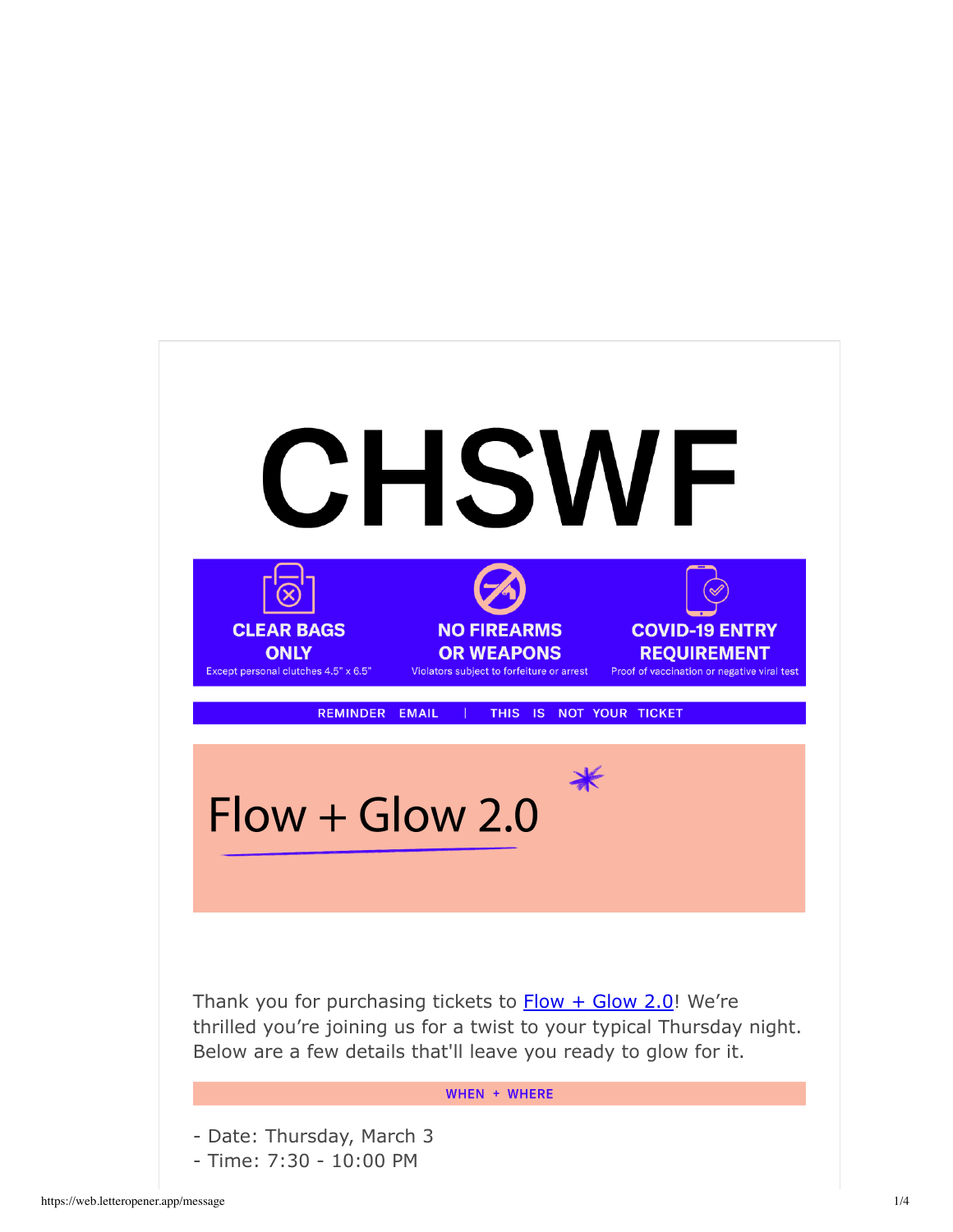# CHSWF

**CLEAR BAGS ONLY**
Except personal clutches 4.5" x 6.5"

**NO FIREARMS OR WEAPONS**
Violators subject to forfeiture or arrest

**COVID-19 ENTRY REQUIREMENT**
Proof of vaccination or negative viral test

REMINDER EMAIL | THIS IS NOT YOUR TICKET

## Flow + Glow 2.0

Thank you for purchasing tickets to [Flow + Glow 2.0]! We're thrilled you're joining us for a twist to your typical Thursday night. Below are a few details that'll leave you ready to glow for it.

### WHEN + WHERE

- Date: Thursday, March 3
- Time: 7:30 - 10:00 PM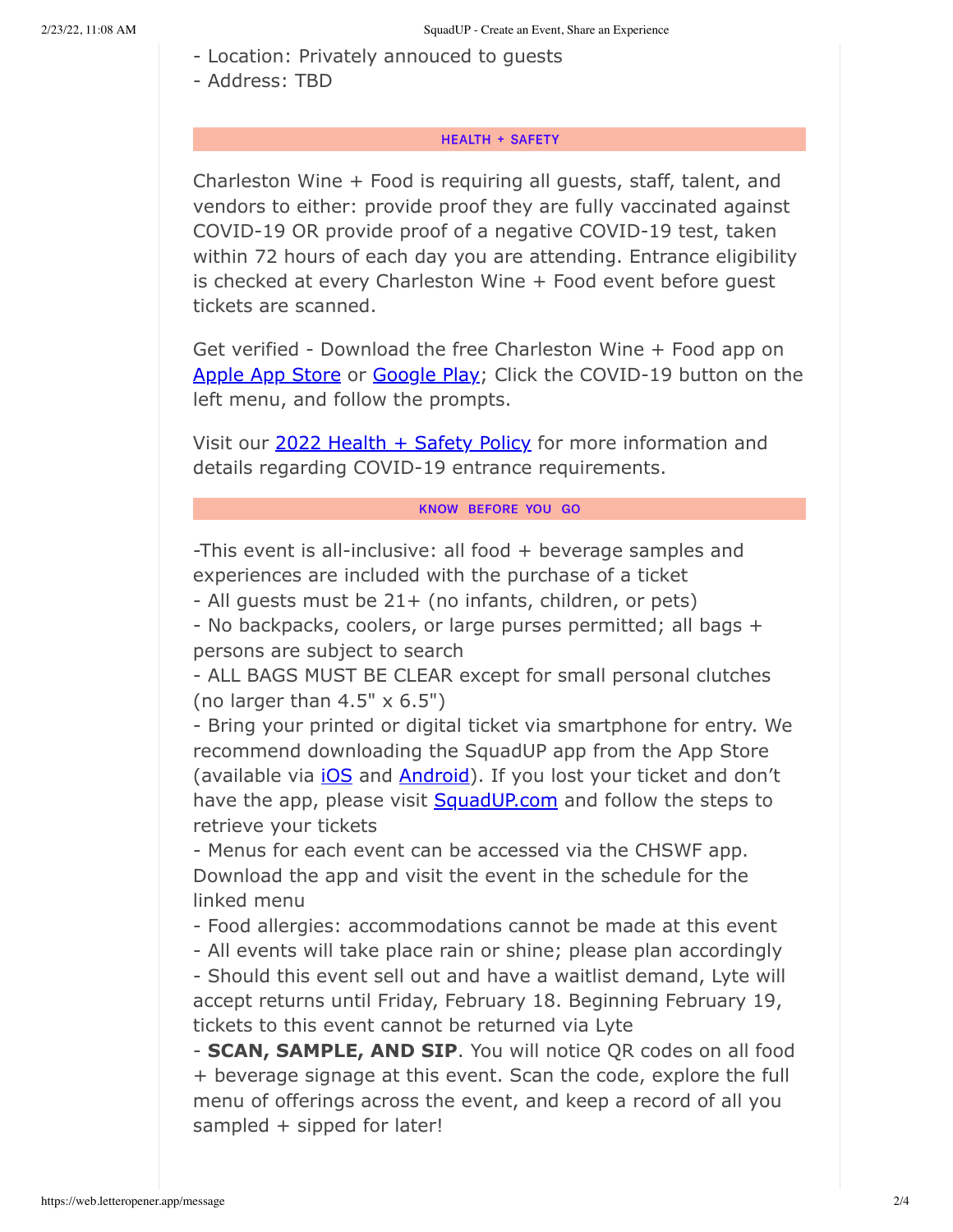- Location: Privately annouced to guests
- Address: TBD

## HEALTH + SAFETY

Charleston Wine + Food is requiring all guests, staff, talent, and vendors to either: provide proof they are fully vaccinated against COVID-19 OR provide proof of a negative COVID-19 test, taken within 72 hours of each day you are attending. Entrance eligibility is checked at every Charleston Wine + Food event before guest tickets are scanned.

Get verified - Download the free Charleston Wine + Food app on [Apple App Store] or [Google Play]; Click the COVID-19 button on the left menu, and follow the prompts.

Visit our [2022 Health + Safety Policy] for more information and details regarding COVID-19 entrance requirements.

## KNOW BEFORE YOU GO

-This event is all-inclusive: all food + beverage samples and experiences are included with the purchase of a ticket
- All guests must be 21+ (no infants, children, or pets)
- No backpacks, coolers, or large purses permitted; all bags + persons are subject to search
- ALL BAGS MUST BE CLEAR except for small personal clutches (no larger than 4.5" x 6.5")
- Bring your printed or digital ticket via smartphone for entry. We recommend downloading the SquadUP app from the App Store (available via [iOS] and [Android]). If you lost your ticket and don't have the app, please visit [SquadUP.com] and follow the steps to retrieve your tickets
- Menus for each event can be accessed via the CHSWF app. Download the app and visit the event in the schedule for the linked menu
- Food allergies: accommodations cannot be made at this event
- All events will take place rain or shine; please plan accordingly
- Should this event sell out and have a waitlist demand, Lyte will accept returns until Friday, February 18. Beginning February 19, tickets to this event cannot be returned via Lyte
- **SCAN, SAMPLE, AND SIP**. You will notice QR codes on all food + beverage signage at this event. Scan the code, explore the full menu of offerings across the event, and keep a record of all you sampled + sipped for later!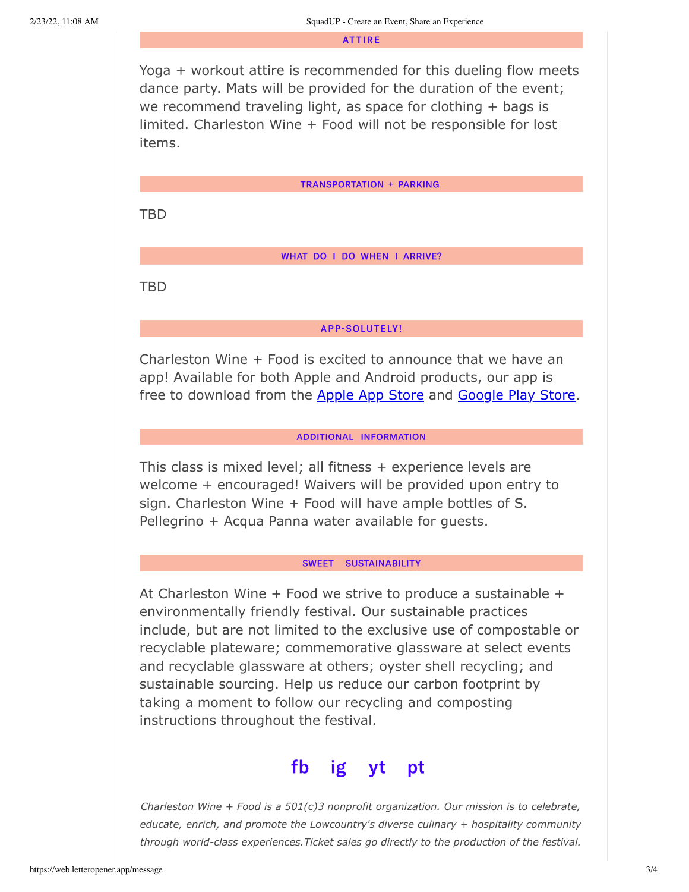## ATTIRE

Yoga + workout attire is recommended for this dueling flow meets dance party. Mats will be provided for the duration of the event; we recommend traveling light, as space for clothing + bags is limited. Charleston Wine + Food will not be responsible for lost items.

## TRANSPORTATION + PARKING

TBD

## WHAT DO I DO WHEN I ARRIVE?

TBD

## APP-SOLUTELY!

Charleston Wine + Food is excited to announce that we have an app! Available for both Apple and Android products, our app is free to download from the Apple App Store and Google Play Store.

## ADDITIONAL INFORMATION

This class is mixed level; all fitness + experience levels are welcome + encouraged! Waivers will be provided upon entry to sign. Charleston Wine + Food will have ample bottles of S. Pellegrino + Acqua Panna water available for guests.

## SWEET SUSTAINABILITY

At Charleston Wine + Food we strive to produce a sustainable + environmentally friendly festival. Our sustainable practices include, but are not limited to the exclusive use of compostable or recyclable plateware; commemorative glassware at select events and recyclable glassware at others; oyster shell recycling; and sustainable sourcing. Help us reduce our carbon footprint by taking a moment to follow our recycling and composting instructions throughout the festival.

**fb ig yt pt**

*Charleston Wine + Food is a 501(c)3 nonprofit organization. Our mission is to celebrate, educate, enrich, and promote the Lowcountry's diverse culinary + hospitality community through world-class experiences.Ticket sales go directly to the production of the festival.*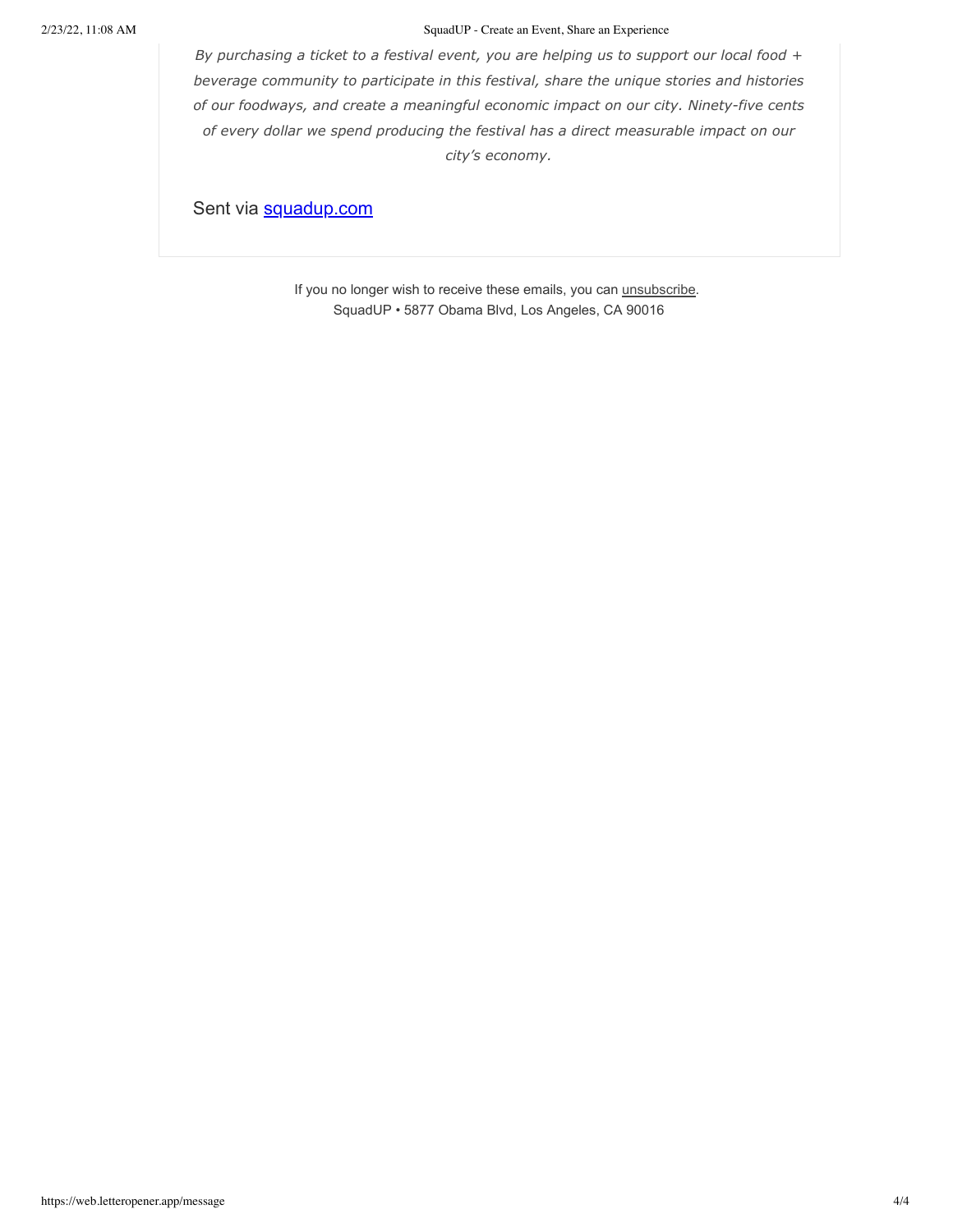*By purchasing a ticket to a festival event, you are helping us to support our local food + beverage community to participate in this festival, share the unique stories and histories of our foodways, and create a meaningful economic impact on our city. Ninety-five cents of every dollar we spend producing the festival has a direct measurable impact on our city's economy.*

Sent via squadup.com

If you no longer wish to receive these emails, you can unsubscribe.
SquadUP • 5877 Obama Blvd, Los Angeles, CA 90016